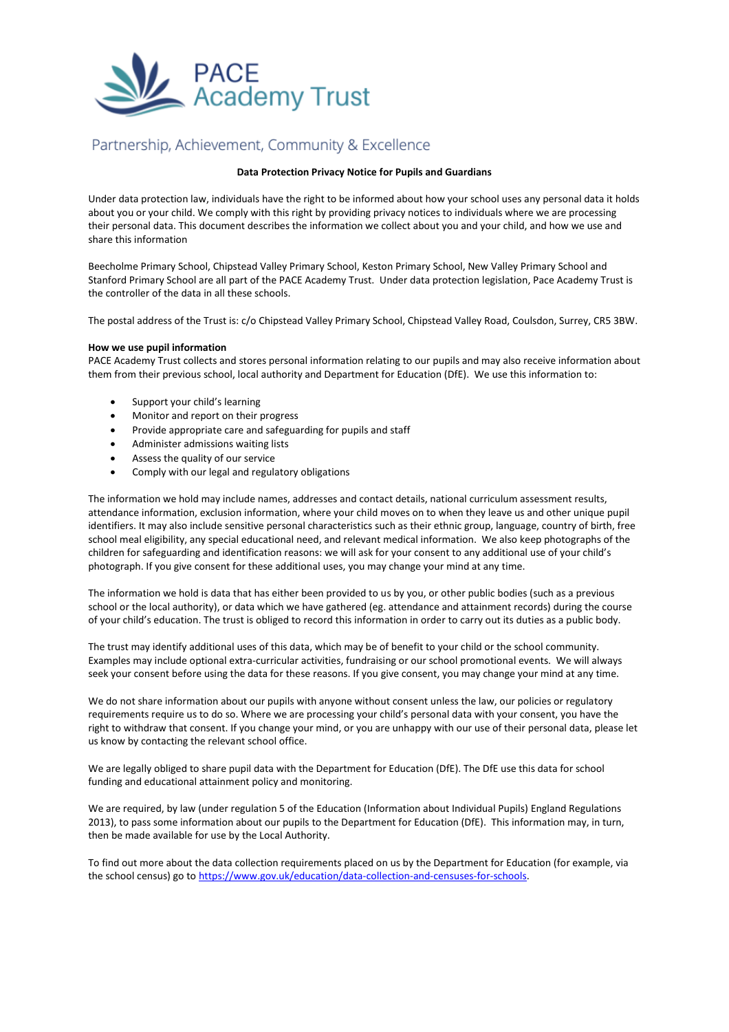PACE
Academy Trust

Partnership, Achievement, Community & Excellence

**Data Protection Privacy Notice for Pupils and Guardians**

Under data protection law, individuals have the right to be informed about how your school uses any personal data it holds about you or your child. We comply with this right by providing privacy notices to individuals where we are processing their personal data. This document describes the information we collect about you and your child, and how we use and share this information

Beecholme Primary School, Chipstead Valley Primary School, Keston Primary School, New Valley Primary School and Stanford Primary School are all part of the PACE Academy Trust. Under data protection legislation, Pace Academy Trust is the controller of the data in all these schools.

The postal address of the Trust is: c/o Chipstead Valley Primary School, Chipstead Valley Road, Coulsdon, Surrey, CR5 3BW.

**How we use pupil information**

PACE Academy Trust collects and stores personal information relating to our pupils and may also receive information about them from their previous school, local authority and Department for Education (DfE). We use this information to:

- Support your child's learning
- Monitor and report on their progress
- Provide appropriate care and safeguarding for pupils and staff
- Administer admissions waiting lists
- Assess the quality of our service
- Comply with our legal and regulatory obligations

The information we hold may include names, addresses and contact details, national curriculum assessment results, attendance information, exclusion information, where your child moves on to when they leave us and other unique pupil identifiers. It may also include sensitive personal characteristics such as their ethnic group, language, country of birth, free school meal eligibility, any special educational need, and relevant medical information. We also keep photographs of the children for safeguarding and identification reasons: we will ask for your consent to any additional use of your child's photograph. If you give consent for these additional uses, you may change your mind at any time.

The information we hold is data that has either been provided to us by you, or other public bodies (such as a previous school or the local authority), or data which we have gathered (eg. attendance and attainment records) during the course of your child's education. The trust is obliged to record this information in order to carry out its duties as a public body.

The trust may identify additional uses of this data, which may be of benefit to your child or the school community. Examples may include optional extra-curricular activities, fundraising or our school promotional events. We will always seek your consent before using the data for these reasons. If you give consent, you may change your mind at any time.

We do not share information about our pupils with anyone without consent unless the law, our policies or regulatory requirements require us to do so. Where we are processing your child's personal data with your consent, you have the right to withdraw that consent. If you change your mind, or you are unhappy with our use of their personal data, please let us know by contacting the relevant school office.

We are legally obliged to share pupil data with the Department for Education (DfE). The DfE use this data for school funding and educational attainment policy and monitoring.

We are required, by law (under regulation 5 of the Education (Information about Individual Pupils) England Regulations 2013), to pass some information about our pupils to the Department for Education (DfE). This information may, in turn, then be made available for use by the Local Authority.

To find out more about the data collection requirements placed on us by the Department for Education (for example, via the school census) go to [https://www.gov.uk/education/data-collection-and-censuses-for-schools](https://www.gov.uk/education/data-collection-and-censuses-for-schools).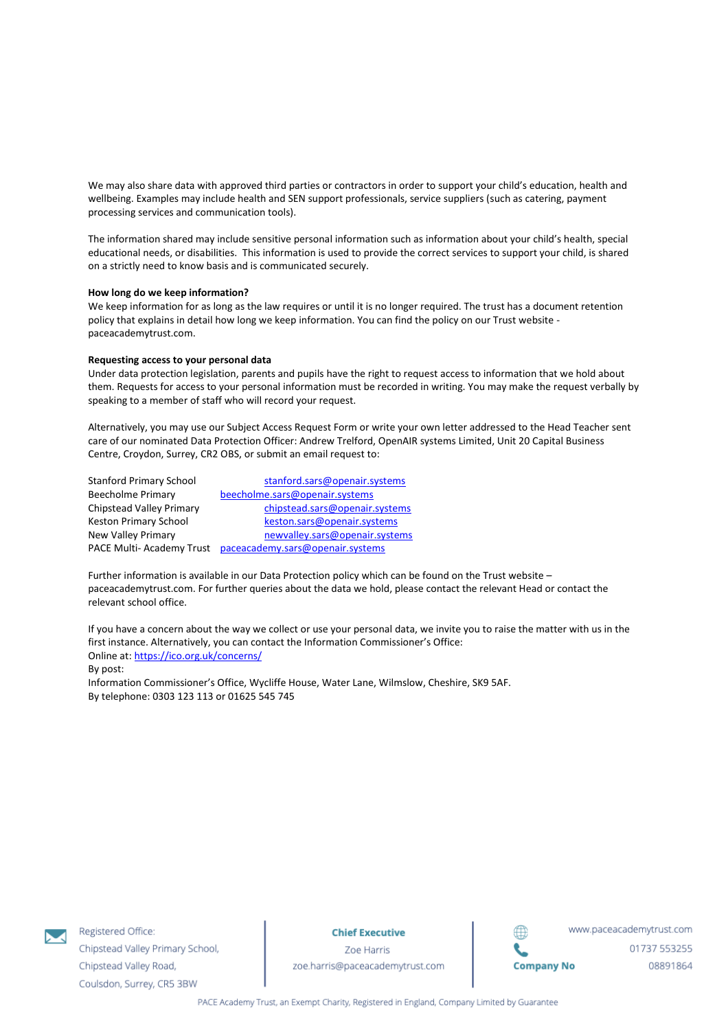We may also share data with approved third parties or contractors in order to support your child's education, health and wellbeing. Examples may include health and SEN support professionals, service suppliers (such as catering, payment processing services and communication tools).

The information shared may include sensitive personal information such as information about your child's health, special educational needs, or disabilities. This information is used to provide the correct services to support your child, is shared on a strictly need to know basis and is communicated securely.

**How long do we keep information?**

We keep information for as long as the law requires or until it is no longer required. The trust has a document retention policy that explains in detail how long we keep information. You can find the policy on our Trust website - paceacademytrust.com.

**Requesting access to your personal data**

Under data protection legislation, parents and pupils have the right to request access to information that we hold about them. Requests for access to your personal information must be recorded in writing. You may make the request verbally by speaking to a member of staff who will record your request.

Alternatively, you may use our Subject Access Request Form or write your own letter addressed to the Head Teacher sent care of our nominated Data Protection Officer: Andrew Trelford, OpenAIR systems Limited, Unit 20 Capital Business Centre, Croydon, Surrey, CR2 OBS, or submit an email request to:

| | |
|---|---|
| Stanford Primary School | stanford.sars@openair.systems |
| Beecholme Primary | beecholme.sars@openair.systems |
| Chipstead Valley Primary | chipstead.sars@openair.systems |
| Keston Primary School | keston.sars@openair.systems |
| New Valley Primary | newvalley.sars@openair.systems |
| PACE Multi- Academy Trust | paceacademy.sars@openair.systems |

Further information is available in our Data Protection policy which can be found on the Trust website – paceacademytrust.com. For further queries about the data we hold, please contact the relevant Head or contact the relevant school office.

If you have a concern about the way we collect or use your personal data, we invite you to raise the matter with us in the first instance. Alternatively, you can contact the Information Commissioner's Office:
Online at: https://ico.org.uk/concerns/
By post:
Information Commissioner's Office, Wycliffe House, Water Lane, Wilmslow, Cheshire, SK9 5AF.
By telephone: 0303 123 113 or 01625 545 745